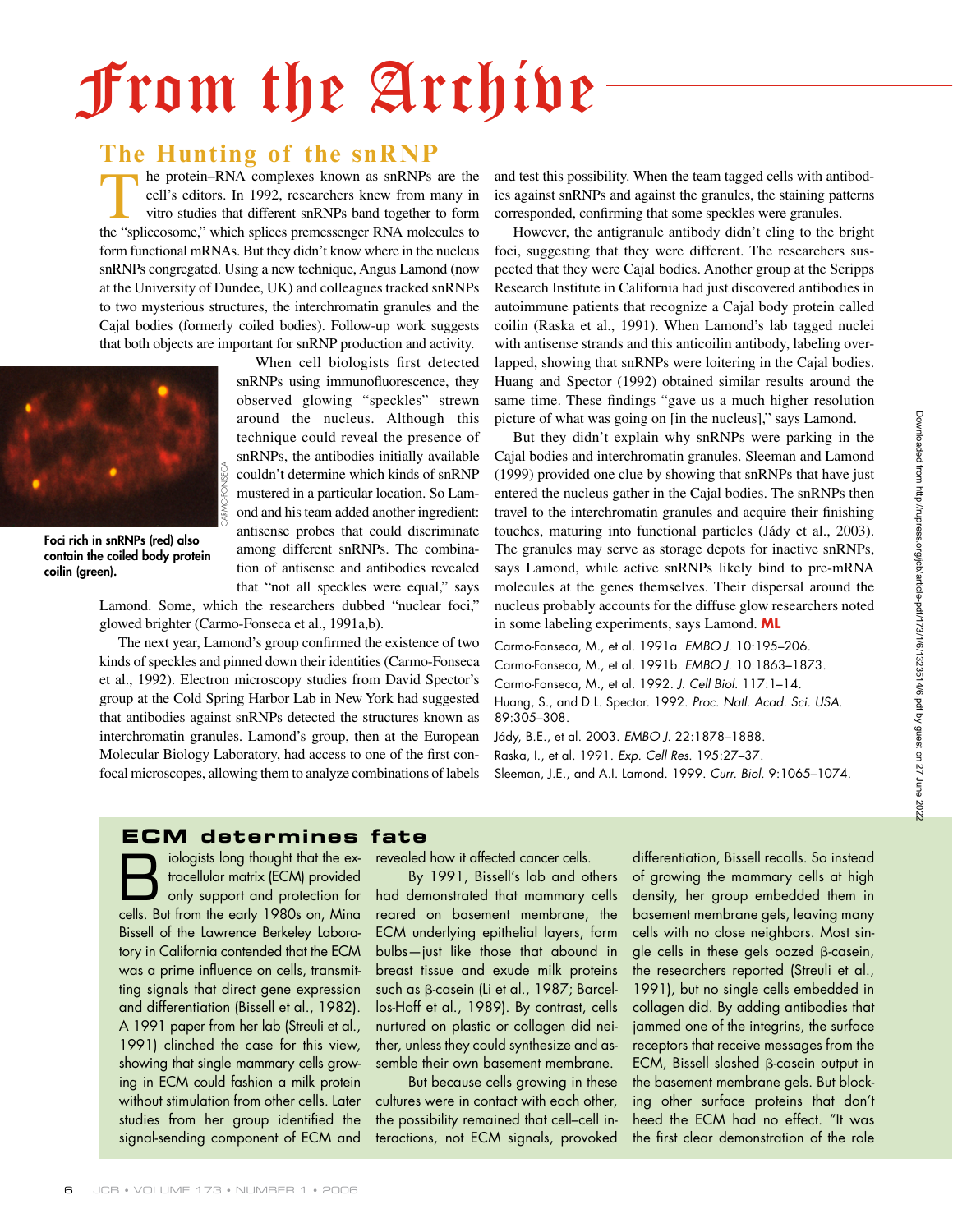# From the Archive

## The Hunting of the snRNP

The protein–RNA complexes known as snRNPs are the cell's editors. In 1992, researchers knew from many in vitro studies that different snRNPs band together to form the "spliceosome," which splices premessenger RNA molecules to form functional mRNAs. But they didn't know where in the nucleus snRNPs congregated. Using a new technique, Angus Lamond (now at the University of Dundee, UK) and colleagues tracked snRNPs to two mysterious structures, the interchromatin granules and the Cajal bodies (formerly coiled bodies). Follow-up work suggests that both objects are important for snRNP production and activity.

Foci rich in snRNPs (red) also contain the coiled body protein coilin (green).

When cell biologists first detected snRNPs using immunofluorescence, they observed glowing "speckles" strewn around the nucleus. Although this technique could reveal the presence of snRNPs, the antibodies initially available couldn't determine which kinds of snRNP mustered in a particular location. So Lamond and his team added another ingredient: antisense probes that could discriminate among different snRNPs. The combination of antisense and antibodies revealed that "not all speckles were equal," says Lamond. Some, which the researchers dubbed "nuclear foci," glowed brighter (Carmo-Fonseca et al., 1991a,b).

The next year, Lamond's group confirmed the existence of two kinds of speckles and pinned down their identities (Carmo-Fonseca et al., 1992). Electron microscopy studies from David Spector's group at the Cold Spring Harbor Lab in New York had suggested that antibodies against snRNPs detected the structures known as interchromatin granules. Lamond's group, then at the European Molecular Biology Laboratory, had access to one of the first confocal microscopes, allowing them to analyze combinations of labels and test this possibility. When the team tagged cells with antibodies against snRNPs and against the granules, the staining patterns corresponded, confirming that some speckles were granules.

However, the antigranule antibody didn't cling to the bright foci, suggesting that they were different. The researchers suspected that they were Cajal bodies. Another group at the Scripps Research Institute in California had just discovered antibodies in autoimmune patients that recognize a Cajal body protein called coilin (Raska et al., 1991). When Lamond's lab tagged nuclei with antisense strands and this anticoilin antibody, labeling overlapped, showing that snRNPs were loitering in the Cajal bodies. Huang and Spector (1992) obtained similar results around the same time. These findings "gave us a much higher resolution picture of what was going on [in the nucleus]," says Lamond.

But they didn't explain why snRNPs were parking in the Cajal bodies and interchromatin granules. Sleeman and Lamond (1999) provided one clue by showing that snRNPs that have just entered the nucleus gather in the Cajal bodies. The snRNPs then travel to the interchromatin granules and acquire their finishing touches, maturing into functional particles (Jády et al., 2003). The granules may serve as storage depots for inactive snRNPs, says Lamond, while active snRNPs likely bind to pre-mRNA molecules at the genes themselves. Their dispersal around the nucleus probably accounts for the diffuse glow researchers noted in some labeling experiments, says Lamond. **ML**

Carmo-Fonseca, M., et al. 1991a. *EMBO J.* 10:195–206.
Carmo-Fonseca, M., et al. 1991b. *EMBO J.* 10:1863–1873.
Carmo-Fonseca, M., et al. 1992. *J. Cell Biol.* 117:1–14.
Huang, S., and D.L. Spector. 1992. *Proc. Natl. Acad. Sci. USA.* 89:305–308.
Jády, B.E., et al. 2003. *EMBO J.* 22:1878–1888.
Raska, I., et al. 1991. *Exp. Cell Res.* 195:27–37.
Sleeman, J.E., and A.I. Lamond. 1999. *Curr. Biol.* 9:1065–1074.

## ECM determines fate

Biologists long thought that the extracellular matrix (ECM) provided only support and protection for cells. But from the early 1980s on, Mina Bissell of the Lawrence Berkeley Laboratory in California contended that the ECM was a prime influence on cells, transmitting signals that direct gene expression and differentiation (Bissell et al., 1982). A 1991 paper from her lab (Streuli et al., 1991) clinched the case for this view, showing that single mammary cells growing in ECM could fashion a milk protein without stimulation from other cells. Later studies from her group identified the signal-sending component of ECM and revealed how it affected cancer cells.

By 1991, Bissell's lab and others had demonstrated that mammary cells reared on basement membrane, the ECM underlying epithelial layers, form bulbs—just like those that abound in breast tissue and exude milk proteins such as β-casein (Li et al., 1987; Barcellos-Hoff et al., 1989). By contrast, cells nurtured on plastic or collagen did neither, unless they could synthesize and assemble their own basement membrane.

But because cells growing in these cultures were in contact with each other, the possibility remained that cell–cell interactions, not ECM signals, provoked differentiation, Bissell recalls. So instead of growing the mammary cells at high density, her group embedded them in basement membrane gels, leaving many cells with no close neighbors. Most single cells in these gels oozed β-casein, the researchers reported (Streuli et al., 1991), but no single cells embedded in collagen did. By adding antibodies that jammed one of the integrins, the surface receptors that receive messages from the ECM, Bissell slashed β-casein output in the basement membrane gels. But blocking other surface proteins that don't heed the ECM had no effect. "It was the first clear demonstration of the role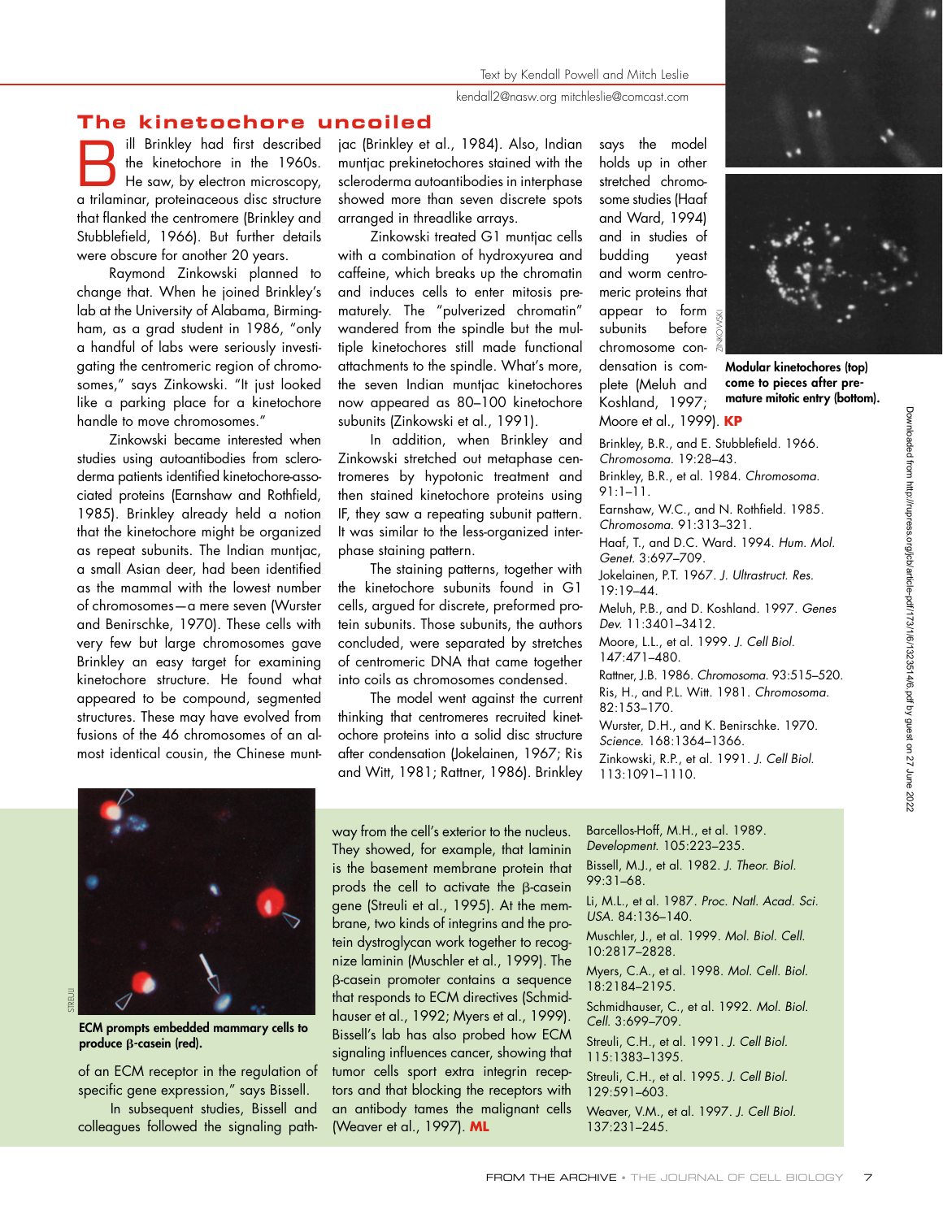Text by Kendall Powell and Mitch Leslie

kendall2@nasw.org mitchleslie@comcast.net

## The kinetochore uncoiled

Bill Brinkley had first described the kinetochore in the 1960s. He saw, by electron microscopy, a trilaminar, proteinaceous disc structure that flanked the centromere (Brinkley and Stubblefield, 1966). But further details were obscure for another 20 years.

Raymond Zinkowski planned to change that. When he joined Brinkley's lab at the University of Alabama, Birmingham, as a grad student in 1986, "only a handful of labs were seriously investigating the centromeric region of chromosomes," says Zinkowski. "It just looked like a parking place for a kinetochore handle to move chromosomes."

Zinkowski became interested when studies using autoantibodies from scleroderma patients identified kinetochore-associated proteins (Earnshaw and Rothfield, 1985). Brinkley already held a notion that the kinetochore might be organized as repeat subunits. The Indian muntjac, a small Asian deer, had been identified as the mammal with the lowest number of chromosomes—a mere seven (Wurster and Benirschke, 1970). These cells with very few but large chromosomes gave Brinkley an easy target for examining kinetochore structure. He found what appeared to be compound, segmented structures. These may have evolved from fusions of the 46 chromosomes of an almost identical cousin, the Chinese muntjac (Brinkley et al., 1984). Also, Indian muntjac prekinetochores stained with the scleroderma autoantibodies in interphase showed more than seven discrete spots arranged in threadlike arrays.

Zinkowski treated G1 muntjac cells with a combination of hydroxyurea and caffeine, which breaks up the chromatin and induces cells to enter mitosis prematurely. The "pulverized chromatin" wandered from the spindle but the multiple kinetochores still made functional attachments to the spindle. What's more, the seven Indian muntjac kinetochores now appeared as 80–100 kinetochore subunits (Zinkowski et al., 1991).

In addition, when Brinkley and Zinkowski stretched out metaphase centromeres by hypotonic treatment and then stained kinetochore proteins using IF, they saw a repeating subunit pattern. It was similar to the less-organized interphase staining pattern.

The staining patterns, together with the kinetochore subunits found in G1 cells, argued for discrete, preformed protein subunits. Those subunits, the authors concluded, were separated by stretches of centromeric DNA that came together into coils as chromosomes condensed.

The model went against the current thinking that centromeres recruited kinetochore proteins into a solid disc structure after condensation (Jokelainen, 1967; Ris and Witt, 1981; Rattner, 1986). Brinkley says the model holds up in other stretched chromosome studies (Haaf and Ward, 1994) and in studies of budding yeast and worm centromeric proteins that appear to form subunits before chromosome condensation is complete (Meluh and Koshland, 1997; Moore et al., 1999). **KP**

ZINKOWSKI

**Modular kinetochores (top) come to pieces after premature mitotic entry (bottom).**

Brinkley, B.R., and E. Stubblefield. 1966. *Chromosoma.* 19:28–43.  
Brinkley, B.R., et al. 1984. *Chromosoma.* 91:1–11.  
Earnshaw, W.C., and N. Rothfield. 1985. *Chromosoma.* 91:313–321.  
Haaf, T., and D.C. Ward. 1994. *Hum. Mol. Genet.* 3:697–709.  
Jokelainen, P.T. 1967. *J. Ultrastruct. Res.* 19:19–44.  
Meluh, P.B., and D. Koshland. 1997. *Genes Dev.* 11:3401–3412.  
Moore, L.L., et al. 1999. *J. Cell Biol.* 147:471–480.  
Rattner, J.B. 1986. *Chromosoma.* 93:515–520.  
Ris, H., and P.L. Witt. 1981. *Chromosoma.* 82:153–170.  
Wurster, D.H., and K. Benirschke. 1970. *Science.* 168:1364–1366.  
Zinkowski, R.P., et al. 1991. *J. Cell Biol.* 113:1091–1110.

STREULI

**ECM prompts embedded mammary cells to produce β-casein (red).**

of an ECM receptor in the regulation of specific gene expression," says Bissell.

In subsequent studies, Bissell and colleagues followed the signaling pathway from the cell's exterior to the nucleus. They showed, for example, that laminin is the basement membrane protein that prods the cell to activate the β-casein gene (Streuli et al., 1995). At the membrane, two kinds of integrins and the protein dystroglycan work together to recognize laminin (Muschler et al., 1999). The β-casein promoter contains a sequence that responds to ECM directives (Schmidhauser et al., 1992; Myers et al., 1999). Bissell's lab has also probed how ECM signaling influences cancer, showing that tumor cells sport extra integrin receptors and that blocking the receptors with an antibody tames the malignant cells (Weaver et al., 1997). **ML**

Barcellos-Hoff, M.H., et al. 1989. *Development.* 105:223–235.  
Bissell, M.J., et al. 1982. *J. Theor. Biol.* 99:31–68.  
Li, M.L., et al. 1987. *Proc. Natl. Acad. Sci. USA.* 84:136–140.  
Muschler, J., et al. 1999. *Mol. Biol. Cell.* 10:2817–2828.  
Myers, C.A., et al. 1998. *Mol. Cell. Biol.* 18:2184–2195.  
Schmidhauser, C., et al. 1992. *Mol. Biol. Cell.* 3:699–709.  
Streuli, C.H., et al. 1991. *J. Cell Biol.* 115:1383–1395.  
Streuli, C.H., et al. 1995. *J. Cell Biol.* 129:591–603.  
Weaver, V.M., et al. 1997. *J. Cell Biol.* 137:231–245.